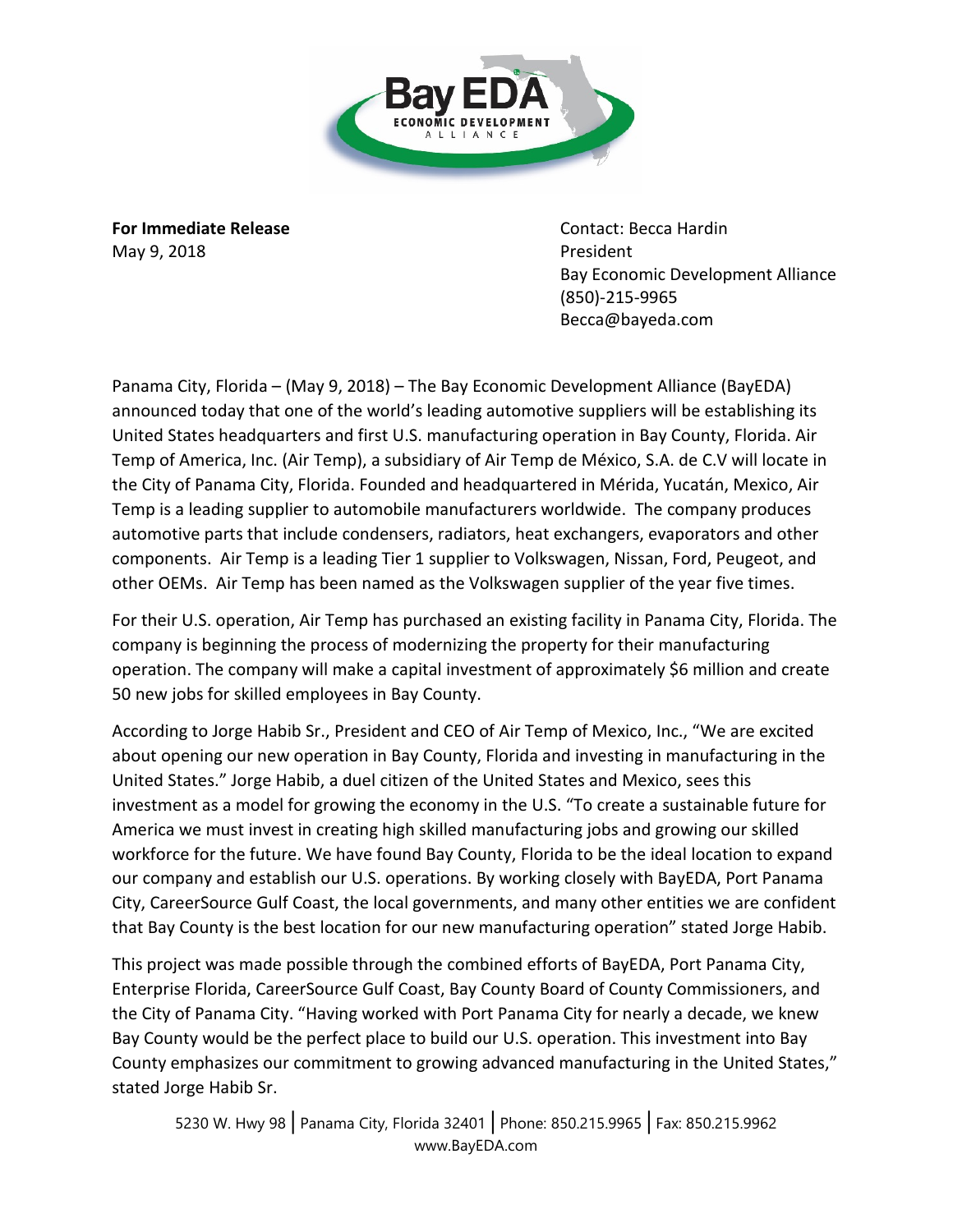**For Immediate Release**
May 9, 2018

Contact: Becca Hardin
President
Bay Economic Development Alliance
(850)-215-9965
Becca@bayeda.com

Panama City, Florida – (May 9, 2018) – The Bay Economic Development Alliance (BayEDA) announced today that one of the world's leading automotive suppliers will be establishing its United States headquarters and first U.S. manufacturing operation in Bay County, Florida. Air Temp of America, Inc. (Air Temp), a subsidiary of Air Temp de México, S.A. de C.V will locate in the City of Panama City, Florida. Founded and headquartered in Mérida, Yucatán, Mexico, Air Temp is a leading supplier to automobile manufacturers worldwide. The company produces automotive parts that include condensers, radiators, heat exchangers, evaporators and other components. Air Temp is a leading Tier 1 supplier to Volkswagen, Nissan, Ford, Peugeot, and other OEMs. Air Temp has been named as the Volkswagen supplier of the year five times.

For their U.S. operation, Air Temp has purchased an existing facility in Panama City, Florida. The company is beginning the process of modernizing the property for their manufacturing operation. The company will make a capital investment of approximately $6 million and create 50 new jobs for skilled employees in Bay County.

According to Jorge Habib Sr., President and CEO of Air Temp of Mexico, Inc., "We are excited about opening our new operation in Bay County, Florida and investing in manufacturing in the United States." Jorge Habib, a duel citizen of the United States and Mexico, sees this investment as a model for growing the economy in the U.S. "To create a sustainable future for America we must invest in creating high skilled manufacturing jobs and growing our skilled workforce for the future. We have found Bay County, Florida to be the ideal location to expand our company and establish our U.S. operations. By working closely with BayEDA, Port Panama City, CareerSource Gulf Coast, the local governments, and many other entities we are confident that Bay County is the best location for our new manufacturing operation" stated Jorge Habib.

This project was made possible through the combined efforts of BayEDA, Port Panama City, Enterprise Florida, CareerSource Gulf Coast, Bay County Board of County Commissioners, and the City of Panama City. "Having worked with Port Panama City for nearly a decade, we knew Bay County would be the perfect place to build our U.S. operation. This investment into Bay County emphasizes our commitment to growing advanced manufacturing in the United States," stated Jorge Habib Sr.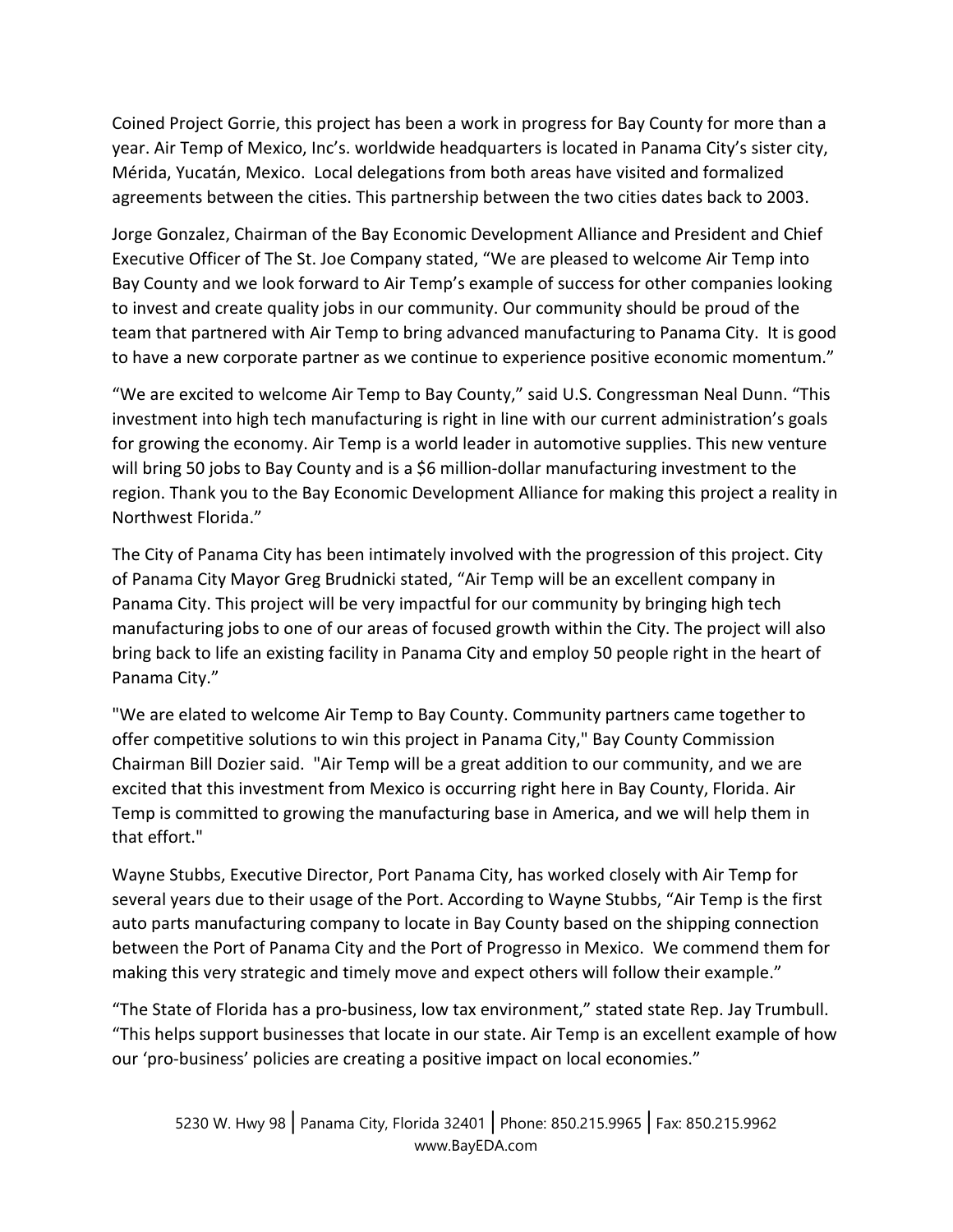Coined Project Gorrie, this project has been a work in progress for Bay County for more than a year. Air Temp of Mexico, Inc's. worldwide headquarters is located in Panama City's sister city, Mérida, Yucatán, Mexico. Local delegations from both areas have visited and formalized agreements between the cities. This partnership between the two cities dates back to 2003.

Jorge Gonzalez, Chairman of the Bay Economic Development Alliance and President and Chief Executive Officer of The St. Joe Company stated, "We are pleased to welcome Air Temp into Bay County and we look forward to Air Temp's example of success for other companies looking to invest and create quality jobs in our community. Our community should be proud of the team that partnered with Air Temp to bring advanced manufacturing to Panama City. It is good to have a new corporate partner as we continue to experience positive economic momentum."

"We are excited to welcome Air Temp to Bay County," said U.S. Congressman Neal Dunn. "This investment into high tech manufacturing is right in line with our current administration's goals for growing the economy. Air Temp is a world leader in automotive supplies. This new venture will bring 50 jobs to Bay County and is a $6 million-dollar manufacturing investment to the region. Thank you to the Bay Economic Development Alliance for making this project a reality in Northwest Florida."

The City of Panama City has been intimately involved with the progression of this project. City of Panama City Mayor Greg Brudnicki stated, "Air Temp will be an excellent company in Panama City. This project will be very impactful for our community by bringing high tech manufacturing jobs to one of our areas of focused growth within the City. The project will also bring back to life an existing facility in Panama City and employ 50 people right in the heart of Panama City."

"We are elated to welcome Air Temp to Bay County. Community partners came together to offer competitive solutions to win this project in Panama City," Bay County Commission Chairman Bill Dozier said. "Air Temp will be a great addition to our community, and we are excited that this investment from Mexico is occurring right here in Bay County, Florida. Air Temp is committed to growing the manufacturing base in America, and we will help them in that effort."

Wayne Stubbs, Executive Director, Port Panama City, has worked closely with Air Temp for several years due to their usage of the Port. According to Wayne Stubbs, "Air Temp is the first auto parts manufacturing company to locate in Bay County based on the shipping connection between the Port of Panama City and the Port of Progresso in Mexico. We commend them for making this very strategic and timely move and expect others will follow their example."

"The State of Florida has a pro-business, low tax environment," stated state Rep. Jay Trumbull. "This helps support businesses that locate in our state. Air Temp is an excellent example of how our 'pro-business' policies are creating a positive impact on local economies."

5230 W. Hwy 98 | Panama City, Florida 32401 | Phone: 850.215.9965 | Fax: 850.215.9962
www.BayEDA.com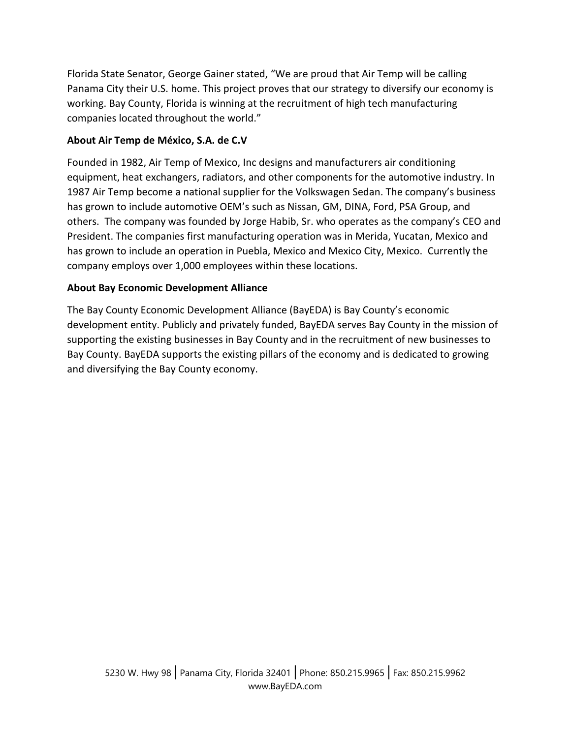Florida State Senator, George Gainer stated, "We are proud that Air Temp will be calling Panama City their U.S. home. This project proves that our strategy to diversify our economy is working. Bay County, Florida is winning at the recruitment of high tech manufacturing companies located throughout the world."

**About Air Temp de México, S.A. de C.V**

Founded in 1982, Air Temp of Mexico, Inc designs and manufacturers air conditioning equipment, heat exchangers, radiators, and other components for the automotive industry. In 1987 Air Temp become a national supplier for the Volkswagen Sedan. The company's business has grown to include automotive OEM's such as Nissan, GM, DINA, Ford, PSA Group, and others. The company was founded by Jorge Habib, Sr. who operates as the company's CEO and President. The companies first manufacturing operation was in Merida, Yucatan, Mexico and has grown to include an operation in Puebla, Mexico and Mexico City, Mexico. Currently the company employs over 1,000 employees within these locations.

**About Bay Economic Development Alliance**

The Bay County Economic Development Alliance (BayEDA) is Bay County's economic development entity. Publicly and privately funded, BayEDA serves Bay County in the mission of supporting the existing businesses in Bay County and in the recruitment of new businesses to Bay County. BayEDA supports the existing pillars of the economy and is dedicated to growing and diversifying the Bay County economy.

5230 W. Hwy 98 | Panama City, Florida 32401 | Phone: 850.215.9965 | Fax: 850.215.9962
www.BayEDA.com